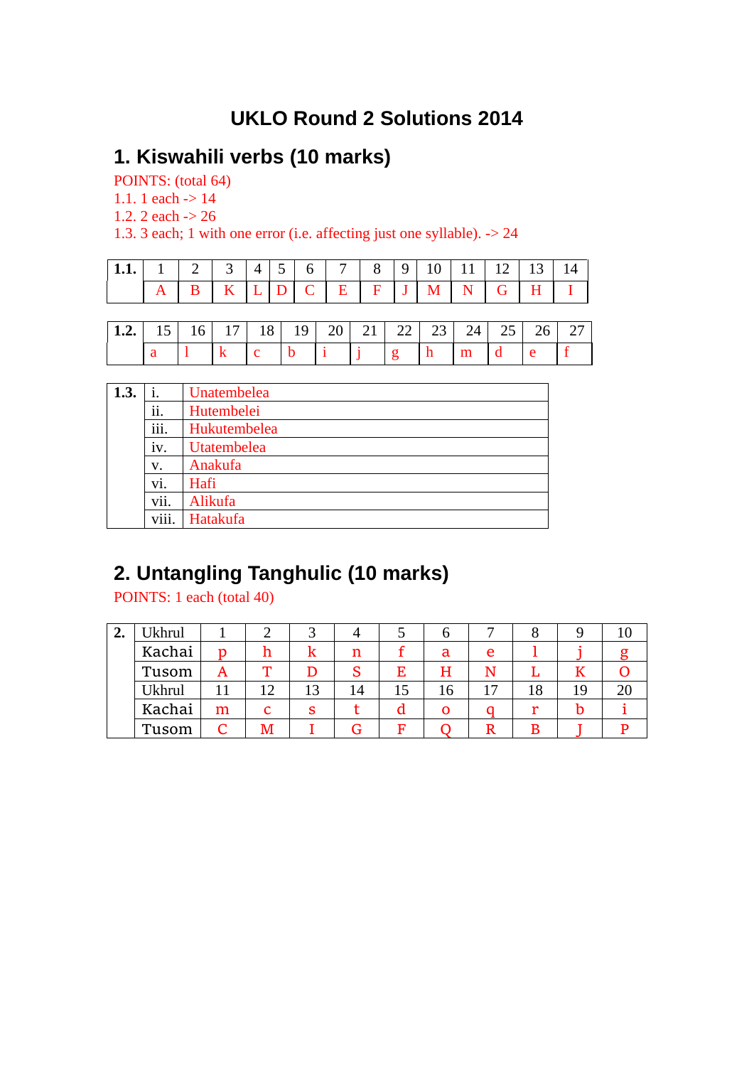# UKLO Round 2 Solutions 2014

## 1. Kiswahili verbs (10 marks)

POINTS: (total 64)
1.1. 1 each -> 14
1.2. 2 each -> 26
1.3. 3 each; 1 with one error (i.e. affecting just one syllable). -> 24

| **1.1.** | 1 | 2 | 3 | 4 | 5 | 6 | 7 | 8 | 9 | 10 | 11 | 12 | 13 | 14 |
|---|---|---|---|---|---|---|---|---|---|---|---|---|---|---|
| | A | B | K | L | D | C | E | F | J | M | N | G | H | I |

| **1.2.** | 15 | 16 | 17 | 18 | 19 | 20 | 21 | 22 | 23 | 24 | 25 | 26 | 27 |
|---|---|---|---|---|---|---|---|---|---|---|---|---|---|
| | a | l | k | c | b | i | j | g | h | m | d | e | f |

| **1.3.** | | |
|---|---|---|
| | i. | Unatembelea |
| | ii. | Hutembelei |
| | iii. | Hukutembelea |
| | iv. | Utatembelea |
| | v. | Anakufa |
| | vi. | Hafi |
| | vii. | Alikufa |
| | viii. | Hatakufa |

## 2. Untangling Tanghulic (10 marks)

POINTS: 1 each (total 40)

| **2.** | Ukhrul | 1 | 2 | 3 | 4 | 5 | 6 | 7 | 8 | 9 | 10 |
|---|---|---|---|---|---|---|---|---|---|---|---|
| | Kachai | p | h | k | n | f | a | e | l | j | g |
| | Tusom | A | T | D | S | E | H | N | L | K | O |
| | Ukhrul | 11 | 12 | 13 | 14 | 15 | 16 | 17 | 18 | 19 | 20 |
| | Kachai | m | c | s | t | d | o | q | r | b | i |
| | Tusom | C | M | I | G | F | Q | R | B | J | P |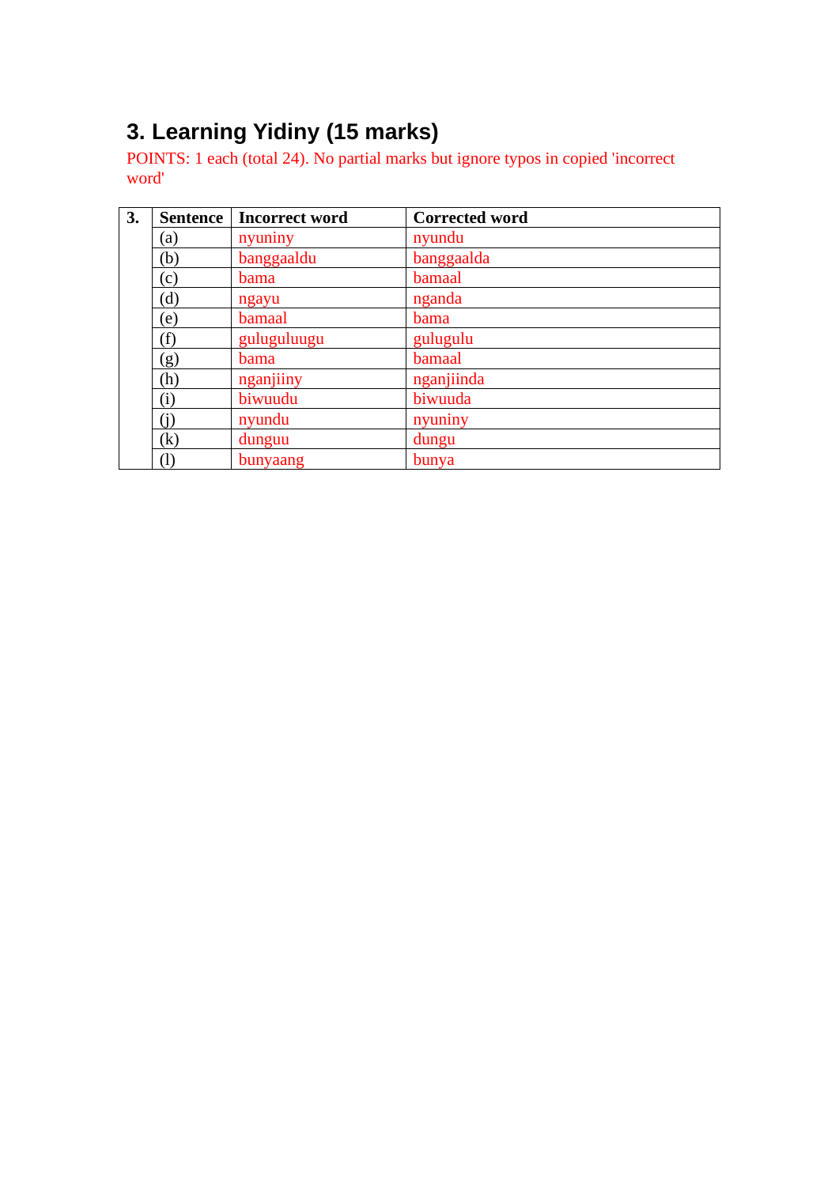## 3. Learning Yidiny (15 marks)

POINTS: 1 each (total 24). No partial marks but ignore typos in copied 'incorrect word'

| 3. | Sentence | Incorrect word | Corrected word |
|---|---|---|---|
| | (a) | nyuniny | nyundu |
| | (b) | banggaaldu | banggaalda |
| | (c) | bama | bamaal |
| | (d) | ngayu | nganda |
| | (e) | bamaal | bama |
| | (f) | guluguluugu | gulugulu |
| | (g) | bama | bamaal |
| | (h) | nganjiiny | nganjiinda |
| | (i) | biwuudu | biwuuda |
| | (j) | nyundu | nyuniny |
| | (k) | dunguu | dungu |
| | (l) | bunyaang | bunya |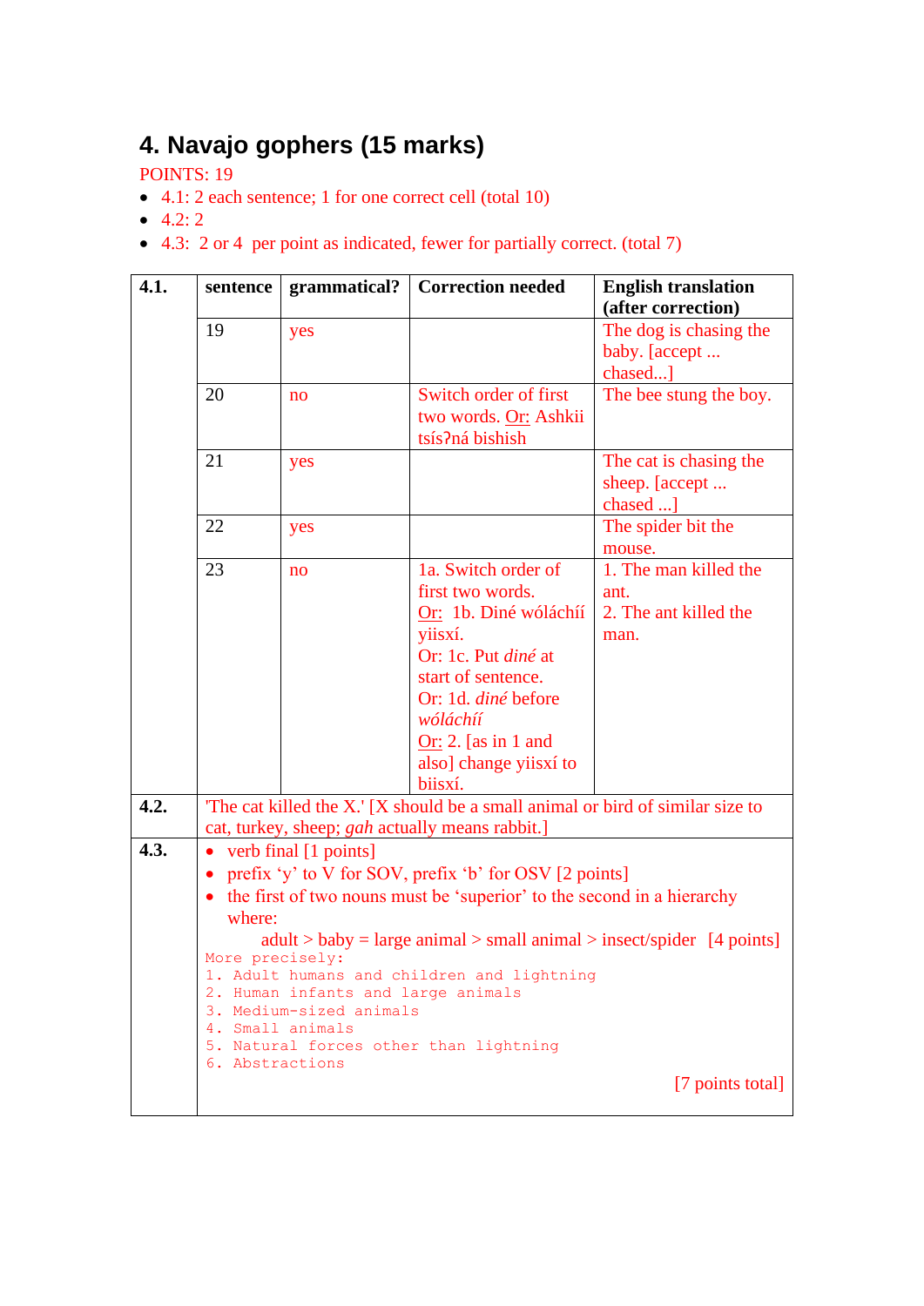## 4. Navajo gophers (15 marks)

POINTS: 19

- 4.1: 2 each sentence; 1 for one correct cell (total 10)
- 4.2: 2
- 4.3: 2 or 4 per point as indicated, fewer for partially correct. (total 7)

| 4.1. | sentence | grammatical? | Correction needed | English translation (after correction) |
|---|---|---|---|---|
| | 19 | yes | | The dog is chasing the baby. [accept ... chased...] |
| | 20 | no | Switch order of first two words. Or: Ashkii tsísʔná bishish | The bee stung the boy. |
| | 21 | yes | | The cat is chasing the sheep. [accept ... chased ...] |
| | 22 | yes | | The spider bit the mouse. |
| | 23 | no | 1a. Switch order of first two words. Or: 1b. Diné wóláchíí yiisxí. Or: 1c. Put *diné* at start of sentence. Or: 1d. *diné* before *wóláchíí* Or: 2. [as in 1 and also] change yiisxí to biisxí. | 1. The man killed the ant. 2. The ant killed the man. |
| **4.2.** | 'The cat killed the X.' [X should be a small animal or bird of similar size to cat, turkey, sheep; *gah* actually means rabbit.] | | | |
| **4.3.** | • verb final [1 points]<br>• prefix 'y' to V for SOV, prefix 'b' for OSV [2 points]<br>• the first of two nouns must be 'superior' to the second in a hierarchy where:<br>adult > baby = large animal > small animal > insect/spider [4 points]<br>More precisely:<br>1. Adult humans and children and lightning<br>2. Human infants and large animals<br>3. Medium-sized animals<br>4. Small animals<br>5. Natural forces other than lightning<br>6. Abstractions<br>[7 points total] | | | |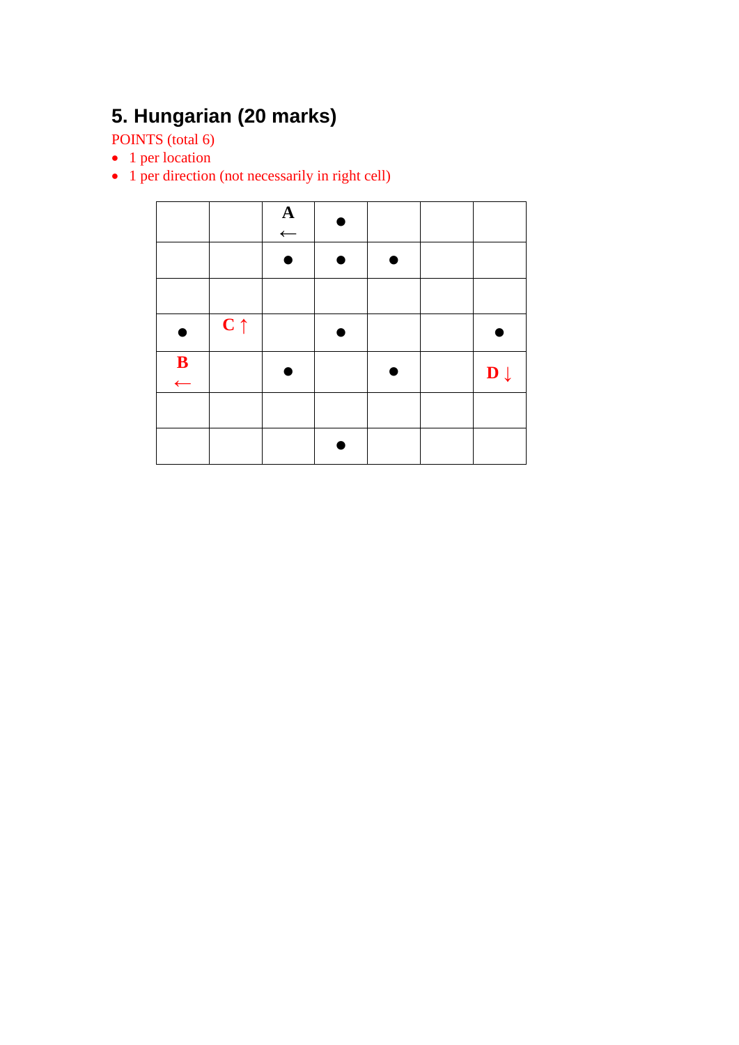## 5. Hungarian (20 marks)

POINTS (total 6)

- 1 per location
- 1 per direction (not necessarily in right cell)

| | | | | | | |
|---|---|---|---|---|---|---|
| | | A ← | ● | | | |
| | | ● | ● | ● | | |
| | | | | | | |
| ● | C ↑ | | ● | | | ● |
| B ← | | ● | | ● | | D ↓ |
| | | | | | | |
| | | | ● | | | |